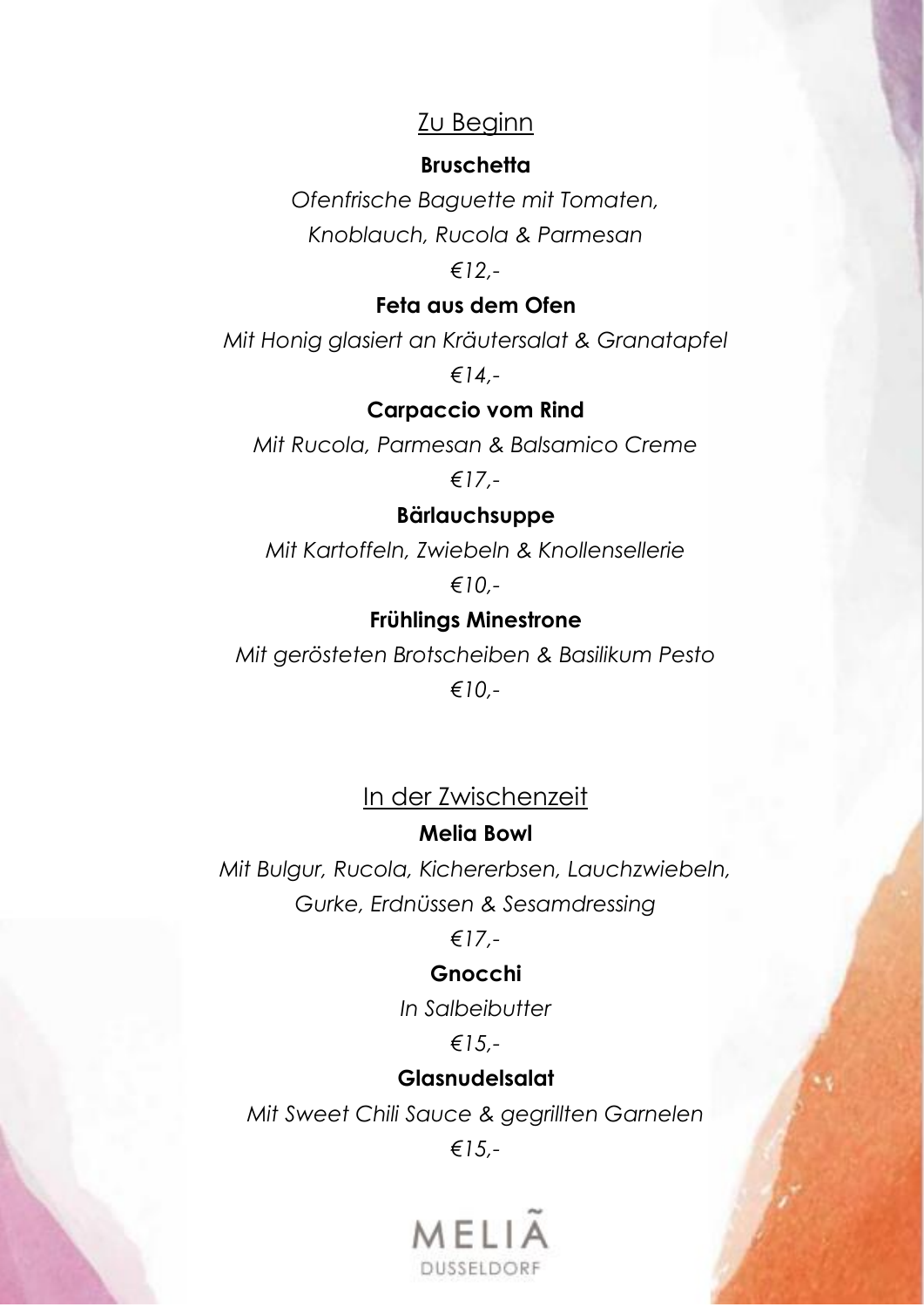## Zu Beginn

**Bruschetta**

*Ofenfrische Baguette mit Tomaten,*
*Knoblauch, Rucola & Parmesan*

*€12,-*

**Feta aus dem Ofen**

*Mit Honig glasiert an Kräutersalat & Granatapfel*

*€14,-*

**Carpaccio vom Rind**

*Mit Rucola, Parmesan & Balsamico Creme*

*€17,-*

**Bärlauchsuppe**

*Mit Kartoffeln, Zwiebeln & Knollensellerie*

*€10,-*

**Frühlings Minestrone**

*Mit gerösteten Brotscheiben & Basilikum Pesto*

*€10,-*

## In der Zwischenzeit

**Melia Bowl**

*Mit Bulgur, Rucola, Kichererbsen, Lauchzwiebeln,*
*Gurke, Erdnüssen & Sesamdressing*

*€17,-*

**Gnocchi**

*In Salbeibutter*

*€15,-*

**Glasnudelsalat**

*Mit Sweet Chili Sauce & gegrillten Garnelen*

*€15,-*

MELIÃ
DUSSELDORF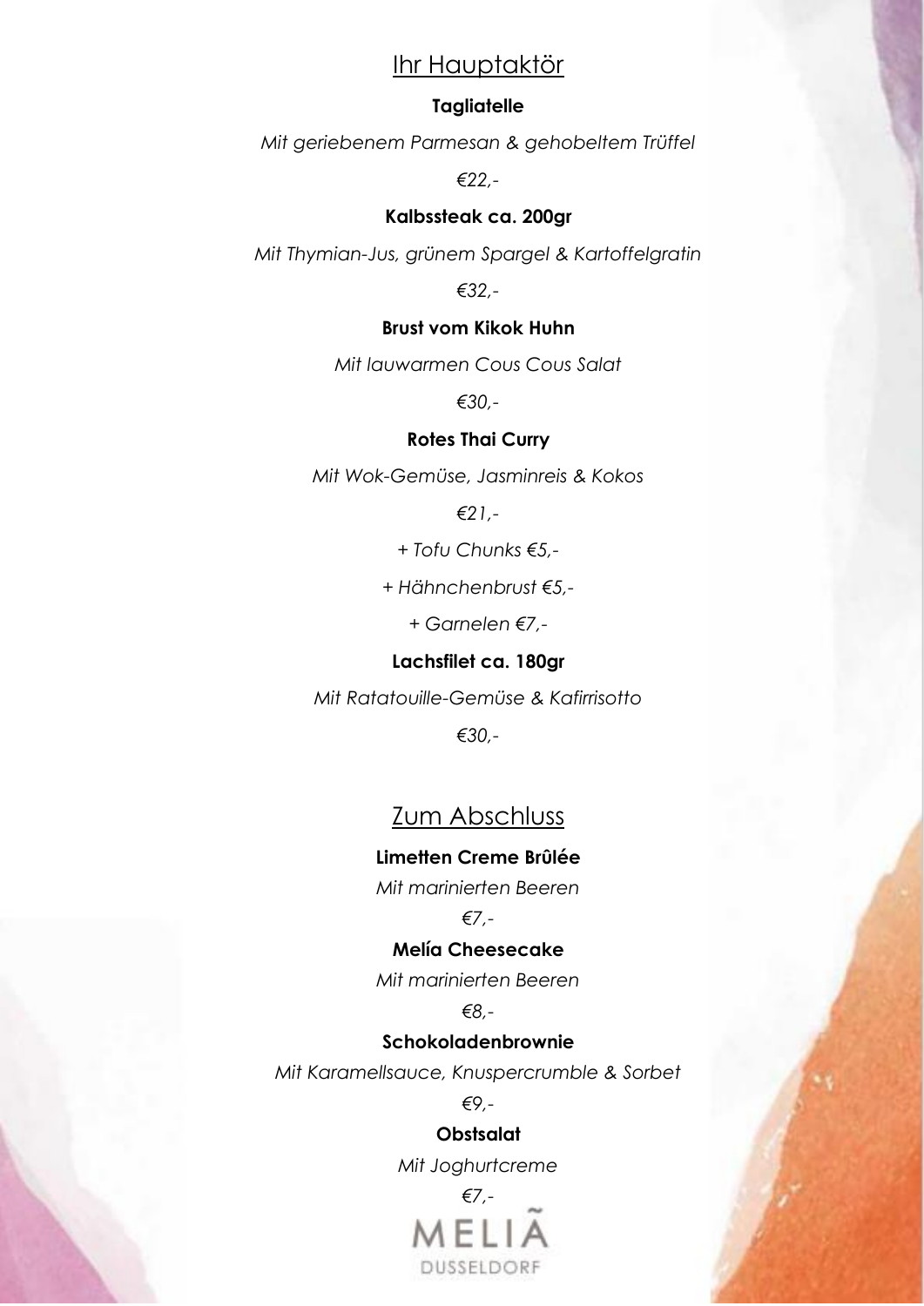## Ihr Hauptaktör

**Tagliatelle**

*Mit geriebenem Parmesan & gehobeltem Trüffel*

*€22,-*

**Kalbssteak ca. 200gr**

*Mit Thymian-Jus, grünem Spargel & Kartoffelgratin*

*€32,-*

**Brust vom Kikok Huhn**

*Mit lauwarmen Cous Cous Salat*

*€30,-*

**Rotes Thai Curry**

*Mit Wok-Gemüse, Jasminreis & Kokos*

*€21,-*

*+ Tofu Chunks €5,-*

*+ Hähnchenbrust €5,-*

*+ Garnelen €7,-*

**Lachsfilet ca. 180gr**

*Mit Ratatouille-Gemüse & Kafirrisotto*

*€30,-*

## Zum Abschluss

**Limetten Creme Brûlée**

*Mit marinierten Beeren*

*€7,-*

**Melía Cheesecake**

*Mit marinierten Beeren*

*€8,-*

**Schokoladenbrownie**

*Mit Karamellsauce, Knuspercrumble & Sorbet*

*€9,-*

**Obstsalat**

*Mit Joghurtcreme*

*€7,-*

MELIÃ
DUSSELDORF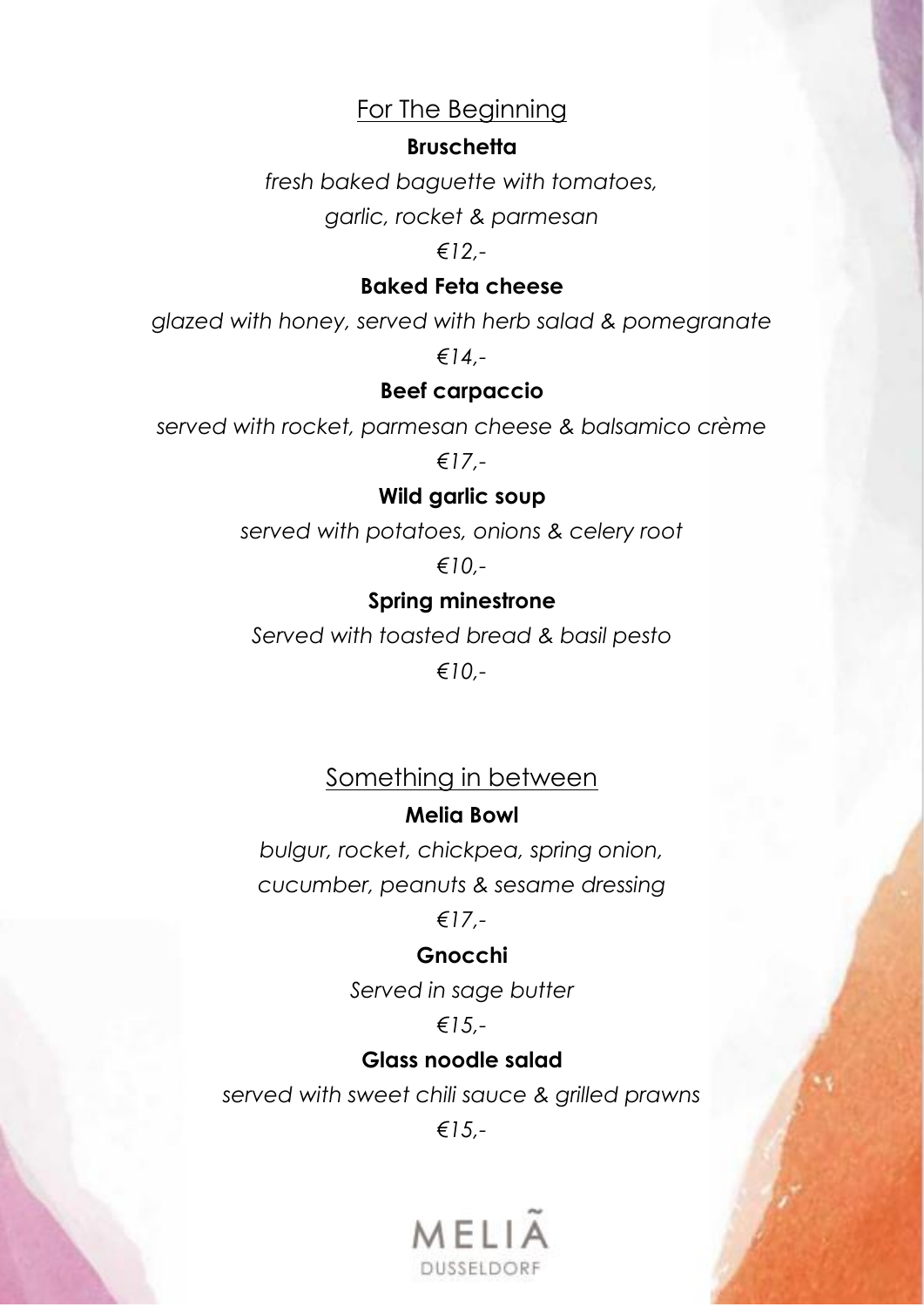## For The Beginning

**Bruschetta**

*fresh baked baguette with tomatoes, garlic, rocket & parmesan*

*€12,-*

**Baked Feta cheese**

*glazed with honey, served with herb salad & pomegranate*

*€14,-*

**Beef carpaccio**

*served with rocket, parmesan cheese & balsamico crème*

*€17,-*

**Wild garlic soup**

*served with potatoes, onions & celery root*

*€10,-*

**Spring minestrone**

*Served with toasted bread & basil pesto*

*€10,-*

## Something in between

**Melia Bowl**

*bulgur, rocket, chickpea, spring onion, cucumber, peanuts & sesame dressing*

*€17,-*

**Gnocchi**

*Served in sage butter*

*€15,-*

**Glass noodle salad**

*served with sweet chili sauce & grilled prawns*

*€15,-*

MELIÃ
DUSSELDORF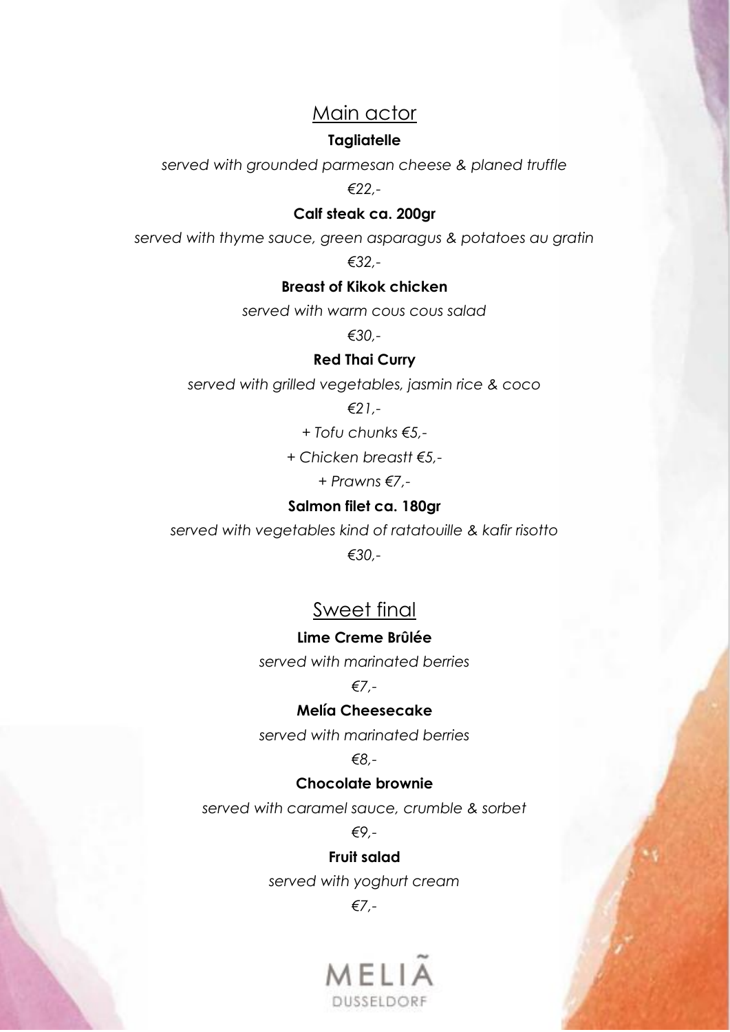## Main actor

**Tagliatelle**

*served with grounded parmesan cheese & planed truffle*

*€22,-*

**Calf steak ca. 200gr**

*served with thyme sauce, green asparagus & potatoes au gratin*

*€32,-*

**Breast of Kikok chicken**

*served with warm cous cous salad*

*€30,-*

**Red Thai Curry**

*served with grilled vegetables, jasmin rice & coco*

*€21,-*

*+ Tofu chunks €5,-*

*+ Chicken breastt €5,-*

*+ Prawns €7,-*

**Salmon filet ca. 180gr**

*served with vegetables kind of ratatouille & kafir risotto*

*€30,-*

## Sweet final

**Lime Creme Brûlée**

*served with marinated berries*

*€7,-*

**Melía Cheesecake**

*served with marinated berries*

*€8,-*

**Chocolate brownie**

*served with caramel sauce, crumble & sorbet*

*€9,-*

**Fruit salad**

*served with yoghurt cream*

*€7,-*

MELIÃ
DUSSELDORF